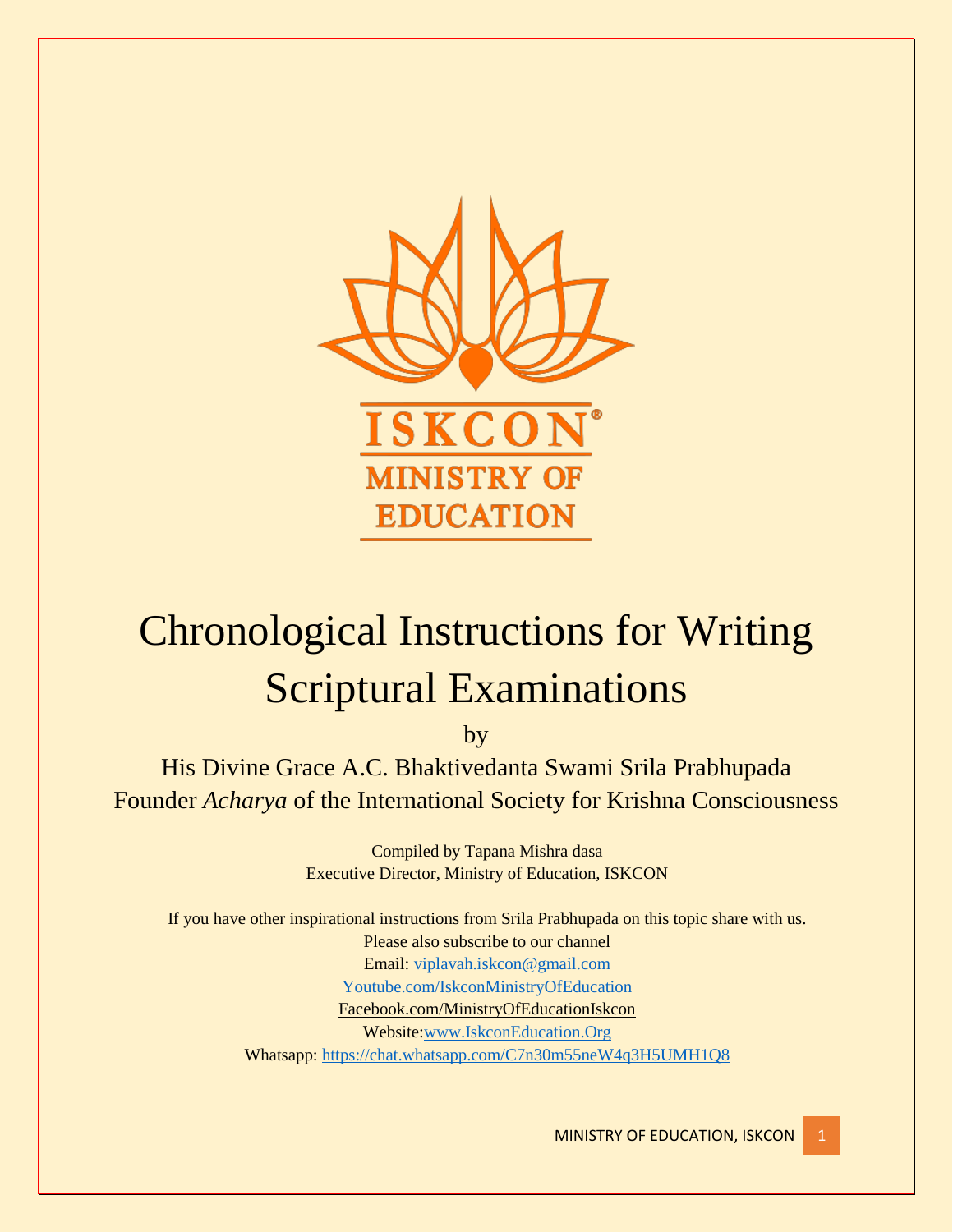ISKCON®
MINISTRY OF EDUCATION

# Chronological Instructions for Writing Scriptural Examinations

by

His Divine Grace A.C. Bhaktivedanta Swami Srila Prabhupada
Founder *Acharya* of the International Society for Krishna Consciousness

Compiled by Tapana Mishra dasa
Executive Director, Ministry of Education, ISKCON

If you have other inspirational instructions from Srila Prabhupada on this topic share with us.
Please also subscribe to our channel
Email: viplavah.iskcon@gmail.com
Youtube.com/IskconMinistryOfEducation
Facebook.com/MinistryOfEducationIskcon
Website:www.IskconEducation.Org
Whatsapp: https://chat.whatsapp.com/C7n30m55neW4q3H5UMH1Q8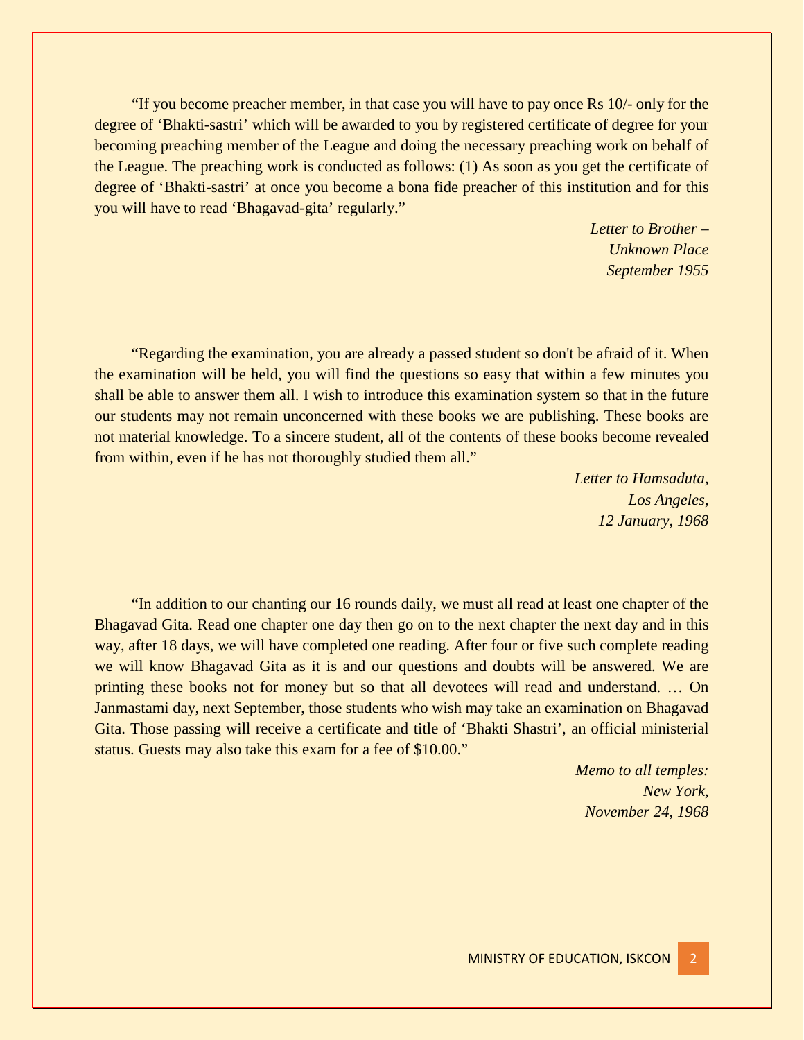"If you become preacher member, in that case you will have to pay once Rs 10/- only for the degree of 'Bhakti-sastri' which will be awarded to you by registered certificate of degree for your becoming preaching member of the League and doing the necessary preaching work on behalf of the League. The preaching work is conducted as follows: (1) As soon as you get the certificate of degree of 'Bhakti-sastri' at once you become a bona fide preacher of this institution and for this you will have to read 'Bhagavad-gita' regularly."

*Letter to Brother –*
*Unknown Place*
*September 1955*

"Regarding the examination, you are already a passed student so don't be afraid of it. When the examination will be held, you will find the questions so easy that within a few minutes you shall be able to answer them all. I wish to introduce this examination system so that in the future our students may not remain unconcerned with these books we are publishing. These books are not material knowledge. To a sincere student, all of the contents of these books become revealed from within, even if he has not thoroughly studied them all."

*Letter to Hamsaduta,*
*Los Angeles,*
*12 January, 1968*

"In addition to our chanting our 16 rounds daily, we must all read at least one chapter of the Bhagavad Gita. Read one chapter one day then go on to the next chapter the next day and in this way, after 18 days, we will have completed one reading. After four or five such complete reading we will know Bhagavad Gita as it is and our questions and doubts will be answered. We are printing these books not for money but so that all devotees will read and understand. … On Janmastami day, next September, those students who wish may take an examination on Bhagavad Gita. Those passing will receive a certificate and title of 'Bhakti Shastri', an official ministerial status. Guests may also take this exam for a fee of $10.00."

*Memo to all temples:*
*New York,*
*November 24, 1968*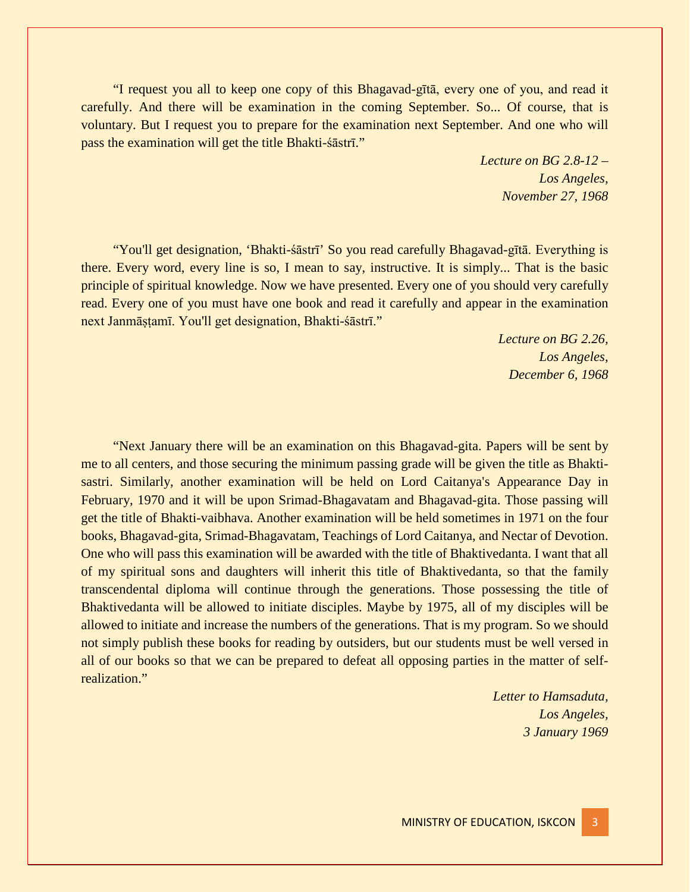"I request you all to keep one copy of this Bhagavad-gītā, every one of you, and read it carefully. And there will be examination in the coming September. So... Of course, that is voluntary. But I request you to prepare for the examination next September. And one who will pass the examination will get the title Bhakti-śāstrī."

*Lecture on BG 2.8-12 –*
*Los Angeles,*
*November 27, 1968*

"You'll get designation, 'Bhakti-śāstrī' So you read carefully Bhagavad-gītā. Everything is there. Every word, every line is so, I mean to say, instructive. It is simply... That is the basic principle of spiritual knowledge. Now we have presented. Every one of you should very carefully read. Every one of you must have one book and read it carefully and appear in the examination next Janmāṣṭamī. You'll get designation, Bhakti-śāstrī."

*Lecture on BG 2.26,*
*Los Angeles,*
*December 6, 1968*

"Next January there will be an examination on this Bhagavad-gita. Papers will be sent by me to all centers, and those securing the minimum passing grade will be given the title as Bhakti-sastri. Similarly, another examination will be held on Lord Caitanya's Appearance Day in February, 1970 and it will be upon Srimad-Bhagavatam and Bhagavad-gita. Those passing will get the title of Bhakti-vaibhava. Another examination will be held sometimes in 1971 on the four books, Bhagavad-gita, Srimad-Bhagavatam, Teachings of Lord Caitanya, and Nectar of Devotion. One who will pass this examination will be awarded with the title of Bhaktivedanta. I want that all of my spiritual sons and daughters will inherit this title of Bhaktivedanta, so that the family transcendental diploma will continue through the generations. Those possessing the title of Bhaktivedanta will be allowed to initiate disciples. Maybe by 1975, all of my disciples will be allowed to initiate and increase the numbers of the generations. That is my program. So we should not simply publish these books for reading by outsiders, but our students must be well versed in all of our books so that we can be prepared to defeat all opposing parties in the matter of self-realization."

*Letter to Hamsaduta,*
*Los Angeles,*
*3 January 1969*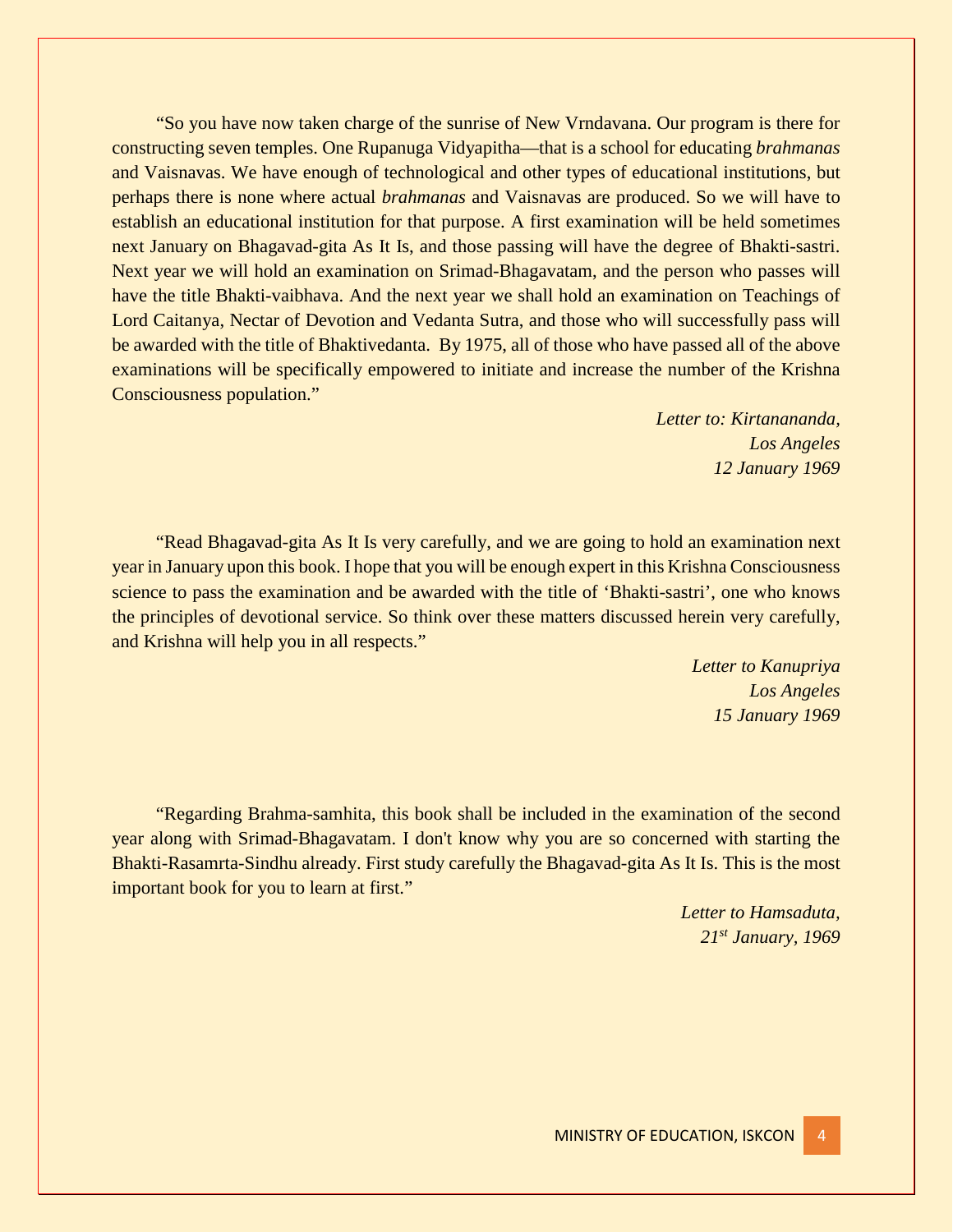"So you have now taken charge of the sunrise of New Vrndavana. Our program is there for constructing seven temples. One Rupanuga Vidyapitha—that is a school for educating *brahmanas* and Vaisnavas. We have enough of technological and other types of educational institutions, but perhaps there is none where actual *brahmanas* and Vaisnavas are produced. So we will have to establish an educational institution for that purpose. A first examination will be held sometimes next January on Bhagavad-gita As It Is, and those passing will have the degree of Bhakti-sastri. Next year we will hold an examination on Srimad-Bhagavatam, and the person who passes will have the title Bhakti-vaibhava. And the next year we shall hold an examination on Teachings of Lord Caitanya, Nectar of Devotion and Vedanta Sutra, and those who will successfully pass will be awarded with the title of Bhaktivedanta. By 1975, all of those who have passed all of the above examinations will be specifically empowered to initiate and increase the number of the Krishna Consciousness population."

*Letter to: Kirtanananda,*
*Los Angeles*
*12 January 1969*

"Read Bhagavad-gita As It Is very carefully, and we are going to hold an examination next year in January upon this book. I hope that you will be enough expert in this Krishna Consciousness science to pass the examination and be awarded with the title of 'Bhakti-sastri', one who knows the principles of devotional service. So think over these matters discussed herein very carefully, and Krishna will help you in all respects."

*Letter to Kanupriya*
*Los Angeles*
*15 January 1969*

"Regarding Brahma-samhita, this book shall be included in the examination of the second year along with Srimad-Bhagavatam. I don't know why you are so concerned with starting the Bhakti-Rasamrta-Sindhu already. First study carefully the Bhagavad-gita As It Is. This is the most important book for you to learn at first."

*Letter to Hamsaduta,*
*21st January, 1969*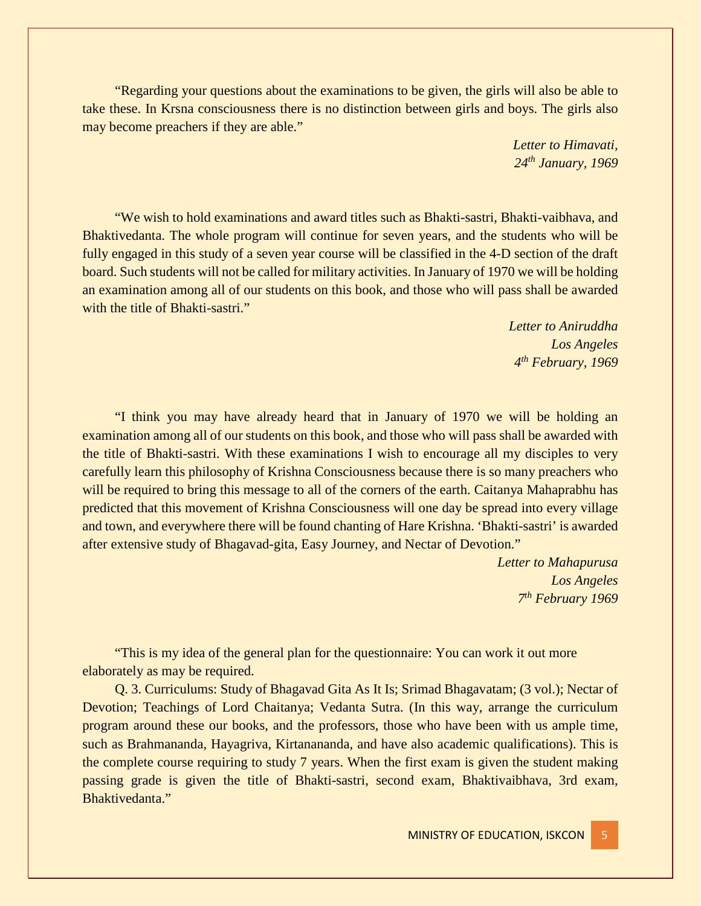"Regarding your questions about the examinations to be given, the girls will also be able to take these. In Krsna consciousness there is no distinction between girls and boys. The girls also may become preachers if they are able."

*Letter to Himavati,*
*24th January, 1969*

"We wish to hold examinations and award titles such as Bhakti-sastri, Bhakti-vaibhava, and Bhaktivedanta. The whole program will continue for seven years, and the students who will be fully engaged in this study of a seven year course will be classified in the 4-D section of the draft board. Such students will not be called for military activities. In January of 1970 we will be holding an examination among all of our students on this book, and those who will pass shall be awarded with the title of Bhakti-sastri."

*Letter to Aniruddha*
*Los Angeles*
*4th February, 1969*

"I think you may have already heard that in January of 1970 we will be holding an examination among all of our students on this book, and those who will pass shall be awarded with the title of Bhakti-sastri. With these examinations I wish to encourage all my disciples to very carefully learn this philosophy of Krishna Consciousness because there is so many preachers who will be required to bring this message to all of the corners of the earth. Caitanya Mahaprabhu has predicted that this movement of Krishna Consciousness will one day be spread into every village and town, and everywhere there will be found chanting of Hare Krishna. 'Bhakti-sastri' is awarded after extensive study of Bhagavad-gita, Easy Journey, and Nectar of Devotion."

*Letter to Mahapurusa*
*Los Angeles*
*7th February 1969*

"This is my idea of the general plan for the questionnaire: You can work it out more elaborately as may be required.

Q. 3. Curriculums: Study of Bhagavad Gita As It Is; Srimad Bhagavatam; (3 vol.); Nectar of Devotion; Teachings of Lord Chaitanya; Vedanta Sutra. (In this way, arrange the curriculum program around these our books, and the professors, those who have been with us ample time, such as Brahmananda, Hayagriva, Kirtanananda, and have also academic qualifications). This is the complete course requiring to study 7 years. When the first exam is given the student making passing grade is given the title of Bhakti-sastri, second exam, Bhaktivaibhava, 3rd exam, Bhaktivedanta."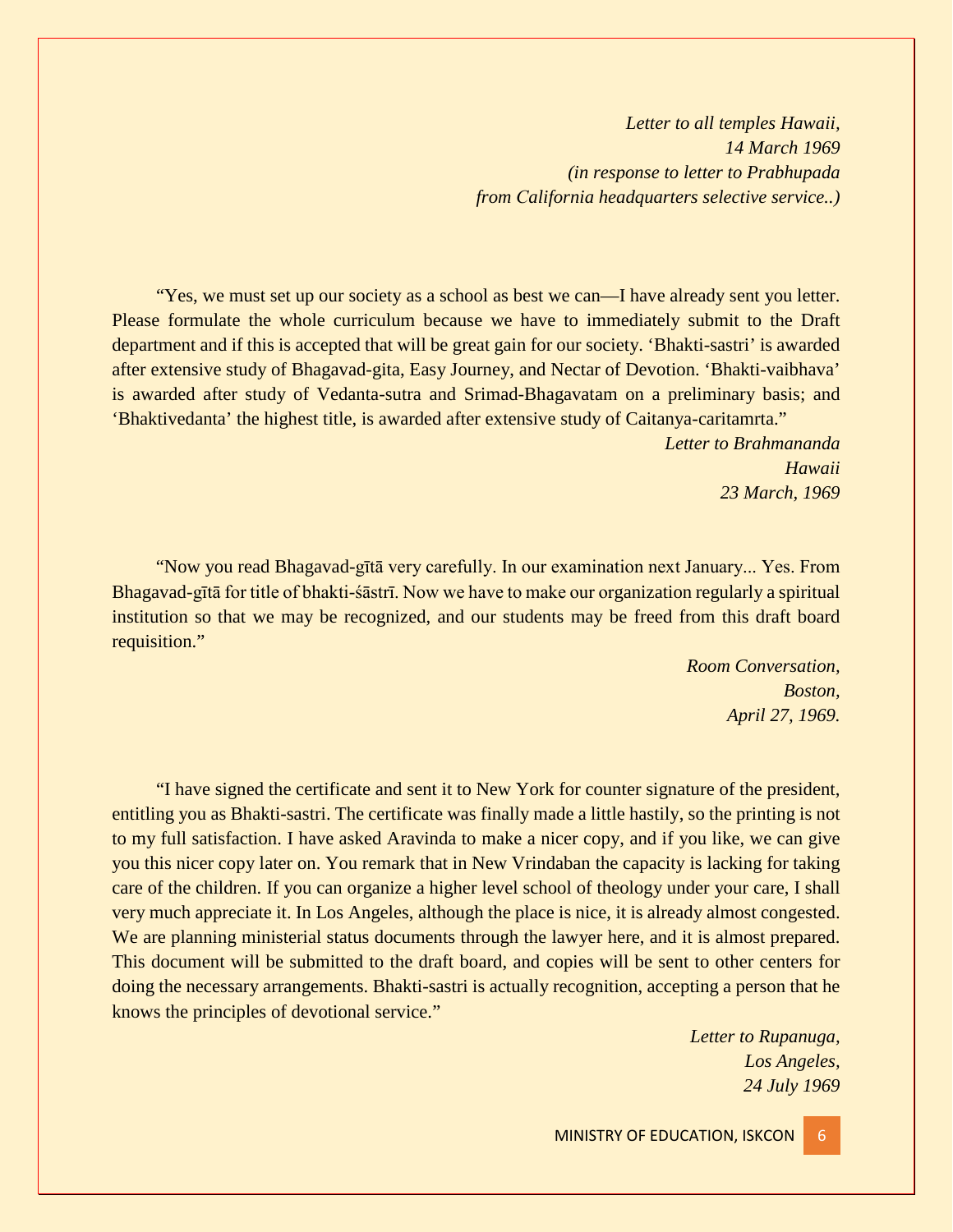*Letter to all temples Hawaii,*
*14 March 1969*
*(in response to letter to Prabhupada*
*from California headquarters selective service..)*

"Yes, we must set up our society as a school as best we can—I have already sent you letter. Please formulate the whole curriculum because we have to immediately submit to the Draft department and if this is accepted that will be great gain for our society. 'Bhakti-sastri' is awarded after extensive study of Bhagavad-gita, Easy Journey, and Nectar of Devotion. 'Bhakti-vaibhava' is awarded after study of Vedanta-sutra and Srimad-Bhagavatam on a preliminary basis; and 'Bhaktivedanta' the highest title, is awarded after extensive study of Caitanya-caritamrta."

*Letter to Brahmananda*
*Hawaii*
*23 March, 1969*

"Now you read Bhagavad-gītā very carefully. In our examination next January... Yes. From Bhagavad-gītā for title of bhakti-śāstrī. Now we have to make our organization regularly a spiritual institution so that we may be recognized, and our students may be freed from this draft board requisition."

*Room Conversation,*
*Boston,*
*April 27, 1969.*

"I have signed the certificate and sent it to New York for counter signature of the president, entitling you as Bhakti-sastri. The certificate was finally made a little hastily, so the printing is not to my full satisfaction. I have asked Aravinda to make a nicer copy, and if you like, we can give you this nicer copy later on. You remark that in New Vrindaban the capacity is lacking for taking care of the children. If you can organize a higher level school of theology under your care, I shall very much appreciate it. In Los Angeles, although the place is nice, it is already almost congested. We are planning ministerial status documents through the lawyer here, and it is almost prepared. This document will be submitted to the draft board, and copies will be sent to other centers for doing the necessary arrangements. Bhakti-sastri is actually recognition, accepting a person that he knows the principles of devotional service."

*Letter to Rupanuga,*
*Los Angeles,*
*24 July 1969*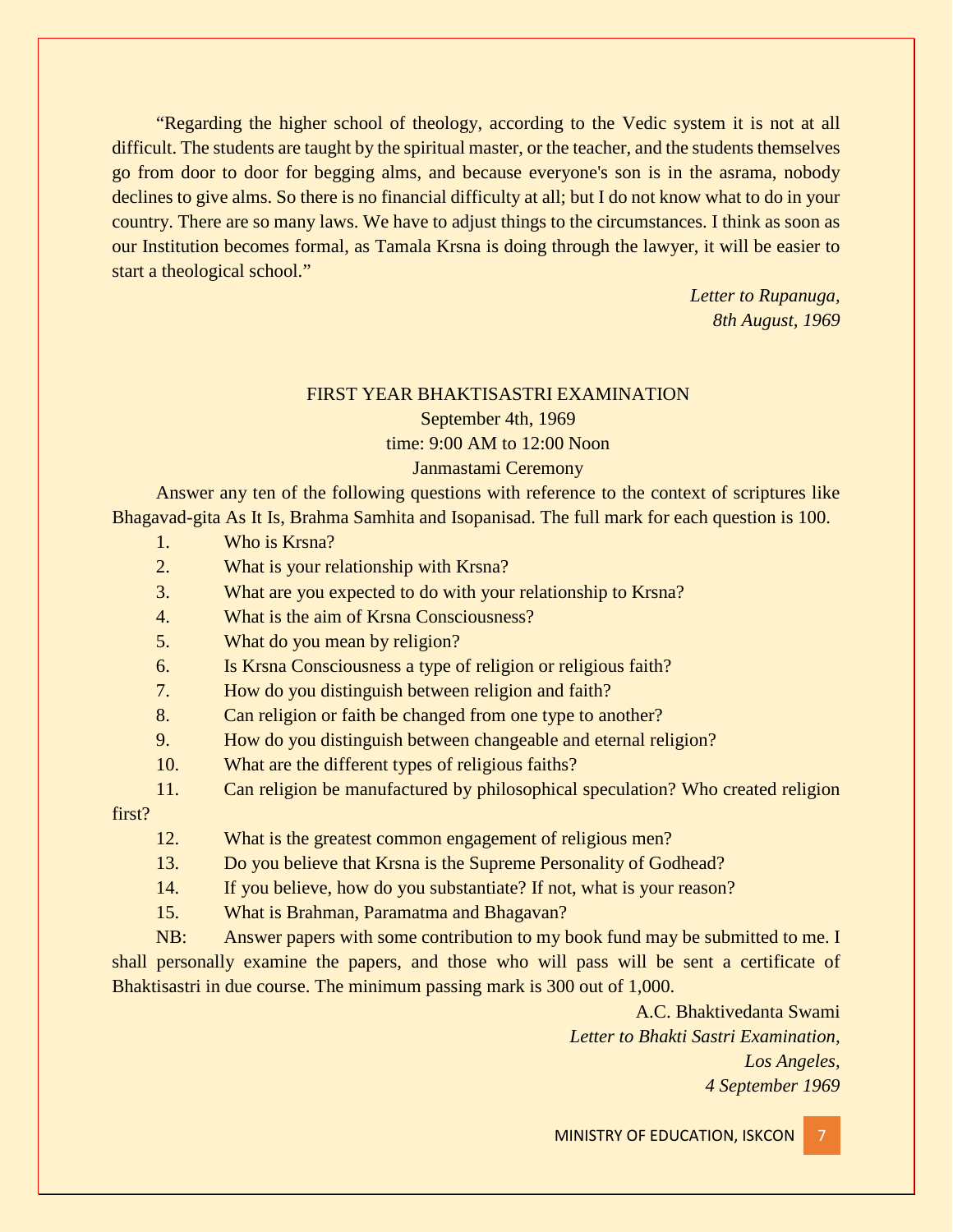"Regarding the higher school of theology, according to the Vedic system it is not at all difficult. The students are taught by the spiritual master, or the teacher, and the students themselves go from door to door for begging alms, and because everyone's son is in the asrama, nobody declines to give alms. So there is no financial difficulty at all; but I do not know what to do in your country. There are so many laws. We have to adjust things to the circumstances. I think as soon as our Institution becomes formal, as Tamala Krsna is doing through the lawyer, it will be easier to start a theological school."

*Letter to Rupanuga,*
*8th August, 1969*

FIRST YEAR BHAKTISASTRI EXAMINATION
September 4th, 1969
time: 9:00 AM to 12:00 Noon
Janmastami Ceremony

Answer any ten of the following questions with reference to the context of scriptures like Bhagavad-gita As It Is, Brahma Samhita and Isopanisad. The full mark for each question is 100.

1. Who is Krsna?
2. What is your relationship with Krsna?
3. What are you expected to do with your relationship to Krsna?
4. What is the aim of Krsna Consciousness?
5. What do you mean by religion?
6. Is Krsna Consciousness a type of religion or religious faith?
7. How do you distinguish between religion and faith?
8. Can religion or faith be changed from one type to another?
9. How do you distinguish between changeable and eternal religion?
10. What are the different types of religious faiths?
11. Can religion be manufactured by philosophical speculation? Who created religion first?
12. What is the greatest common engagement of religious men?
13. Do you believe that Krsna is the Supreme Personality of Godhead?
14. If you believe, how do you substantiate? If not, what is your reason?
15. What is Brahman, Paramatma and Bhagavan?

NB: Answer papers with some contribution to my book fund may be submitted to me. I shall personally examine the papers, and those who will pass will be sent a certificate of Bhaktisastri in due course. The minimum passing mark is 300 out of 1,000.

A.C. Bhaktivedanta Swami
*Letter to Bhakti Sastri Examination,*
*Los Angeles,*
*4 September 1969*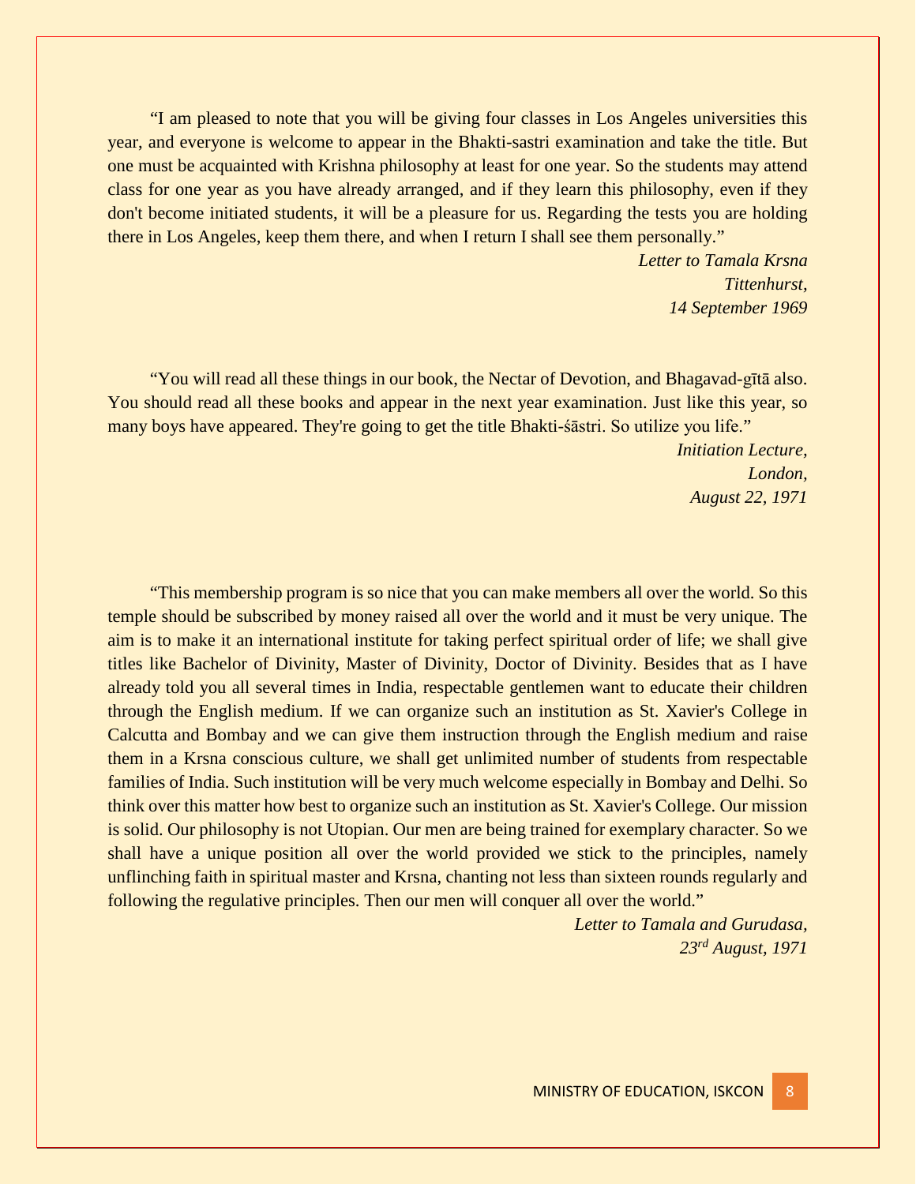"I am pleased to note that you will be giving four classes in Los Angeles universities this year, and everyone is welcome to appear in the Bhakti-sastri examination and take the title. But one must be acquainted with Krishna philosophy at least for one year. So the students may attend class for one year as you have already arranged, and if they learn this philosophy, even if they don't become initiated students, it will be a pleasure for us. Regarding the tests you are holding there in Los Angeles, keep them there, and when I return I shall see them personally."

*Letter to Tamala Krsna*
*Tittenhurst,*
*14 September 1969*

"You will read all these things in our book, the Nectar of Devotion, and Bhagavad-gītā also. You should read all these books and appear in the next year examination. Just like this year, so many boys have appeared. They're going to get the title Bhakti-śāstri. So utilize you life."

*Initiation Lecture,*
*London,*
*August 22, 1971*

"This membership program is so nice that you can make members all over the world. So this temple should be subscribed by money raised all over the world and it must be very unique. The aim is to make it an international institute for taking perfect spiritual order of life; we shall give titles like Bachelor of Divinity, Master of Divinity, Doctor of Divinity. Besides that as I have already told you all several times in India, respectable gentlemen want to educate their children through the English medium. If we can organize such an institution as St. Xavier's College in Calcutta and Bombay and we can give them instruction through the English medium and raise them in a Krsna conscious culture, we shall get unlimited number of students from respectable families of India. Such institution will be very much welcome especially in Bombay and Delhi. So think over this matter how best to organize such an institution as St. Xavier's College. Our mission is solid. Our philosophy is not Utopian. Our men are being trained for exemplary character. So we shall have a unique position all over the world provided we stick to the principles, namely unflinching faith in spiritual master and Krsna, chanting not less than sixteen rounds regularly and following the regulative principles. Then our men will conquer all over the world."

*Letter to Tamala and Gurudasa,*
*23rd August, 1971*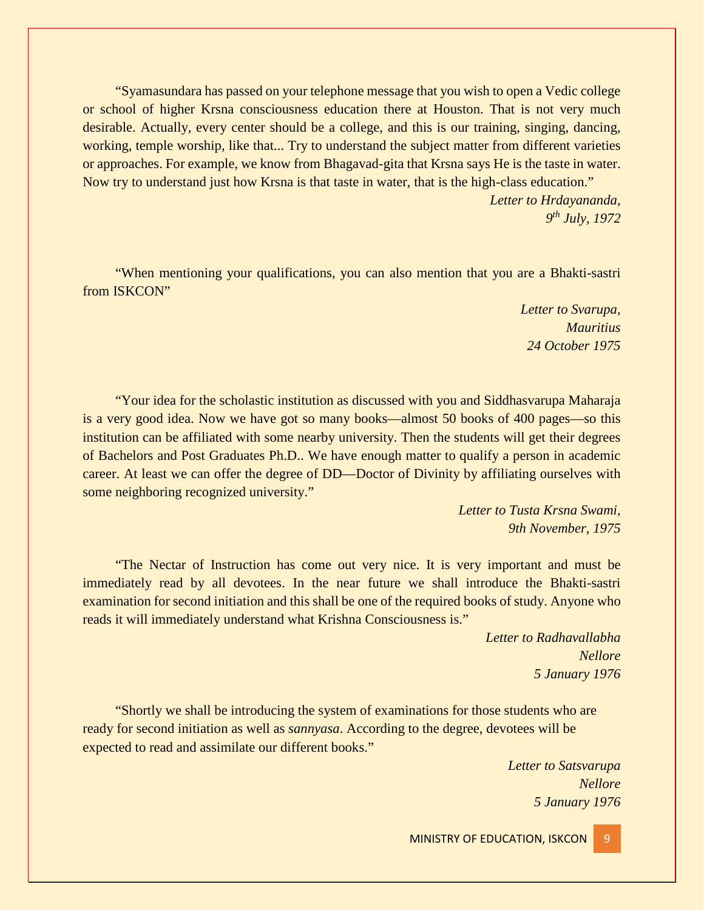"Syamasundara has passed on your telephone message that you wish to open a Vedic college or school of higher Krsna consciousness education there at Houston. That is not very much desirable. Actually, every center should be a college, and this is our training, singing, dancing, working, temple worship, like that... Try to understand the subject matter from different varieties or approaches. For example, we know from Bhagavad-gita that Krsna says He is the taste in water. Now try to understand just how Krsna is that taste in water, that is the high-class education."

*Letter to Hrdayananda,*
*9th July, 1972*

"When mentioning your qualifications, you can also mention that you are a Bhakti-sastri from ISKCON"

*Letter to Svarupa,*
*Mauritius*
*24 October 1975*

"Your idea for the scholastic institution as discussed with you and Siddhasvarupa Maharaja is a very good idea. Now we have got so many books—almost 50 books of 400 pages—so this institution can be affiliated with some nearby university. Then the students will get their degrees of Bachelors and Post Graduates Ph.D.. We have enough matter to qualify a person in academic career. At least we can offer the degree of DD—Doctor of Divinity by affiliating ourselves with some neighboring recognized university."

*Letter to Tusta Krsna Swami,*
*9th November, 1975*

"The Nectar of Instruction has come out very nice. It is very important and must be immediately read by all devotees. In the near future we shall introduce the Bhakti-sastri examination for second initiation and this shall be one of the required books of study. Anyone who reads it will immediately understand what Krishna Consciousness is."

*Letter to Radhavallabha*
*Nellore*
*5 January 1976*

"Shortly we shall be introducing the system of examinations for those students who are ready for second initiation as well as *sannyasa*. According to the degree, devotees will be expected to read and assimilate our different books."

*Letter to Satsvarupa*
*Nellore*
*5 January 1976*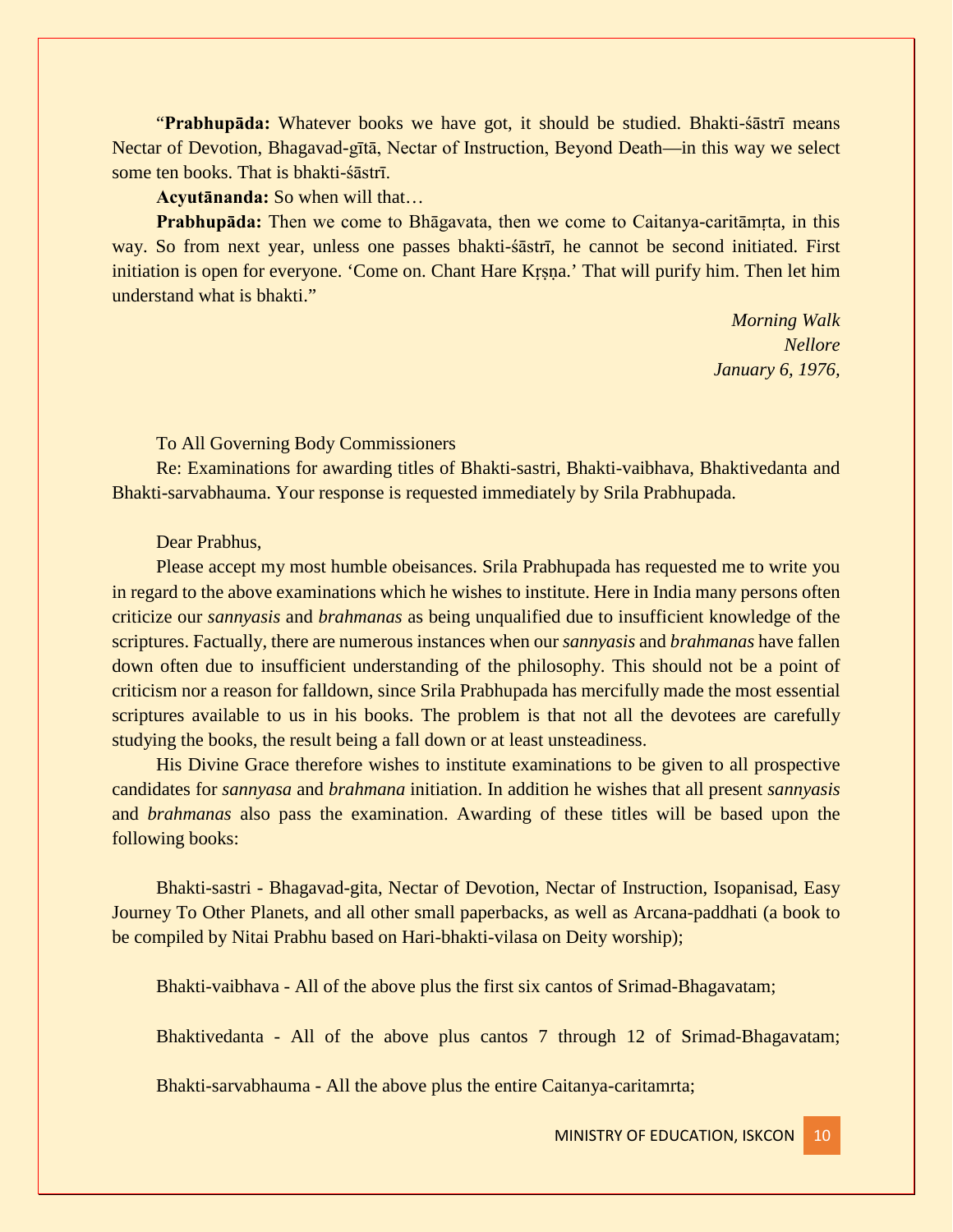"**Prabhupāda:** Whatever books we have got, it should be studied. Bhakti-śāstrī means Nectar of Devotion, Bhagavad-gītā, Nectar of Instruction, Beyond Death—in this way we select some ten books. That is bhakti-śāstrī.

**Acyutānanda:** So when will that…

**Prabhupāda:** Then we come to Bhāgavata, then we come to Caitanya-caritāmṛta, in this way. So from next year, unless one passes bhakti-śāstrī, he cannot be second initiated. First initiation is open for everyone. 'Come on. Chant Hare Kṛṣṇa.' That will purify him. Then let him understand what is bhakti."

*Morning Walk*
*Nellore*
*January 6, 1976,*

To All Governing Body Commissioners

Re: Examinations for awarding titles of Bhakti-sastri, Bhakti-vaibhava, Bhaktivedanta and Bhakti-sarvabhauma. Your response is requested immediately by Srila Prabhupada.

Dear Prabhus,

Please accept my most humble obeisances. Srila Prabhupada has requested me to write you in regard to the above examinations which he wishes to institute. Here in India many persons often criticize our *sannyasis* and *brahmanas* as being unqualified due to insufficient knowledge of the scriptures. Factually, there are numerous instances when our *sannyasis* and *brahmanas* have fallen down often due to insufficient understanding of the philosophy. This should not be a point of criticism nor a reason for falldown, since Srila Prabhupada has mercifully made the most essential scriptures available to us in his books. The problem is that not all the devotees are carefully studying the books, the result being a fall down or at least unsteadiness.

His Divine Grace therefore wishes to institute examinations to be given to all prospective candidates for *sannyasa* and *brahmana* initiation. In addition he wishes that all present *sannyasis* and *brahmanas* also pass the examination. Awarding of these titles will be based upon the following books:

Bhakti-sastri - Bhagavad-gita, Nectar of Devotion, Nectar of Instruction, Isopanisad, Easy Journey To Other Planets, and all other small paperbacks, as well as Arcana-paddhati (a book to be compiled by Nitai Prabhu based on Hari-bhakti-vilasa on Deity worship);

Bhakti-vaibhava - All of the above plus the first six cantos of Srimad-Bhagavatam;

Bhaktivedanta - All of the above plus cantos 7 through 12 of Srimad-Bhagavatam;

Bhakti-sarvabhauma - All the above plus the entire Caitanya-caritamrta;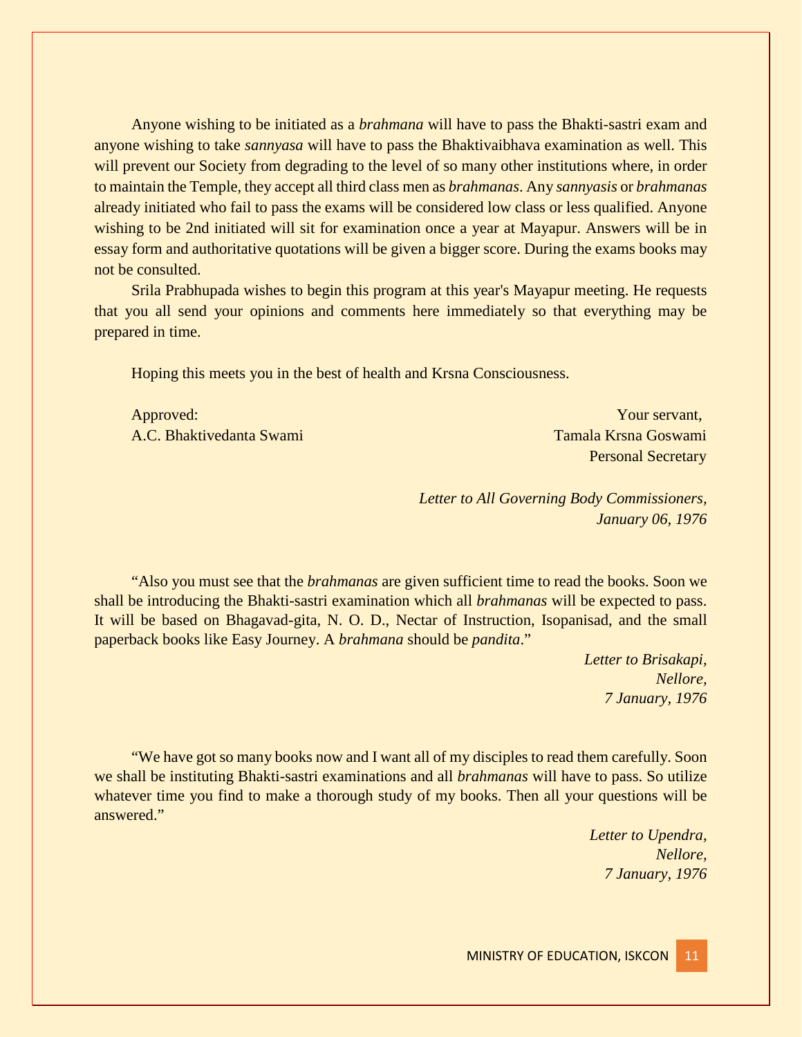Anyone wishing to be initiated as a *brahmana* will have to pass the Bhakti-sastri exam and anyone wishing to take *sannyasa* will have to pass the Bhaktivaibhava examination as well. This will prevent our Society from degrading to the level of so many other institutions where, in order to maintain the Temple, they accept all third class men as *brahmanas*. Any *sannyasis* or *brahmanas* already initiated who fail to pass the exams will be considered low class or less qualified. Anyone wishing to be 2nd initiated will sit for examination once a year at Mayapur. Answers will be in essay form and authoritative quotations will be given a bigger score. During the exams books may not be consulted.

Srila Prabhupada wishes to begin this program at this year's Mayapur meeting. He requests that you all send your opinions and comments here immediately so that everything may be prepared in time.

Hoping this meets you in the best of health and Krsna Consciousness.

Approved:
A.C. Bhaktivedanta Swami

Your servant,
Tamala Krsna Goswami
Personal Secretary

*Letter to All Governing Body Commissioners,*
*January 06, 1976*

"Also you must see that the *brahmanas* are given sufficient time to read the books. Soon we shall be introducing the Bhakti-sastri examination which all *brahmanas* will be expected to pass. It will be based on Bhagavad-gita, N. O. D., Nectar of Instruction, Isopanisad, and the small paperback books like Easy Journey. A *brahmana* should be *pandita*."

*Letter to Brisakapi,*
*Nellore,*
*7 January, 1976*

"We have got so many books now and I want all of my disciples to read them carefully. Soon we shall be instituting Bhakti-sastri examinations and all *brahmanas* will have to pass. So utilize whatever time you find to make a thorough study of my books. Then all your questions will be answered."

*Letter to Upendra,*
*Nellore,*
*7 January, 1976*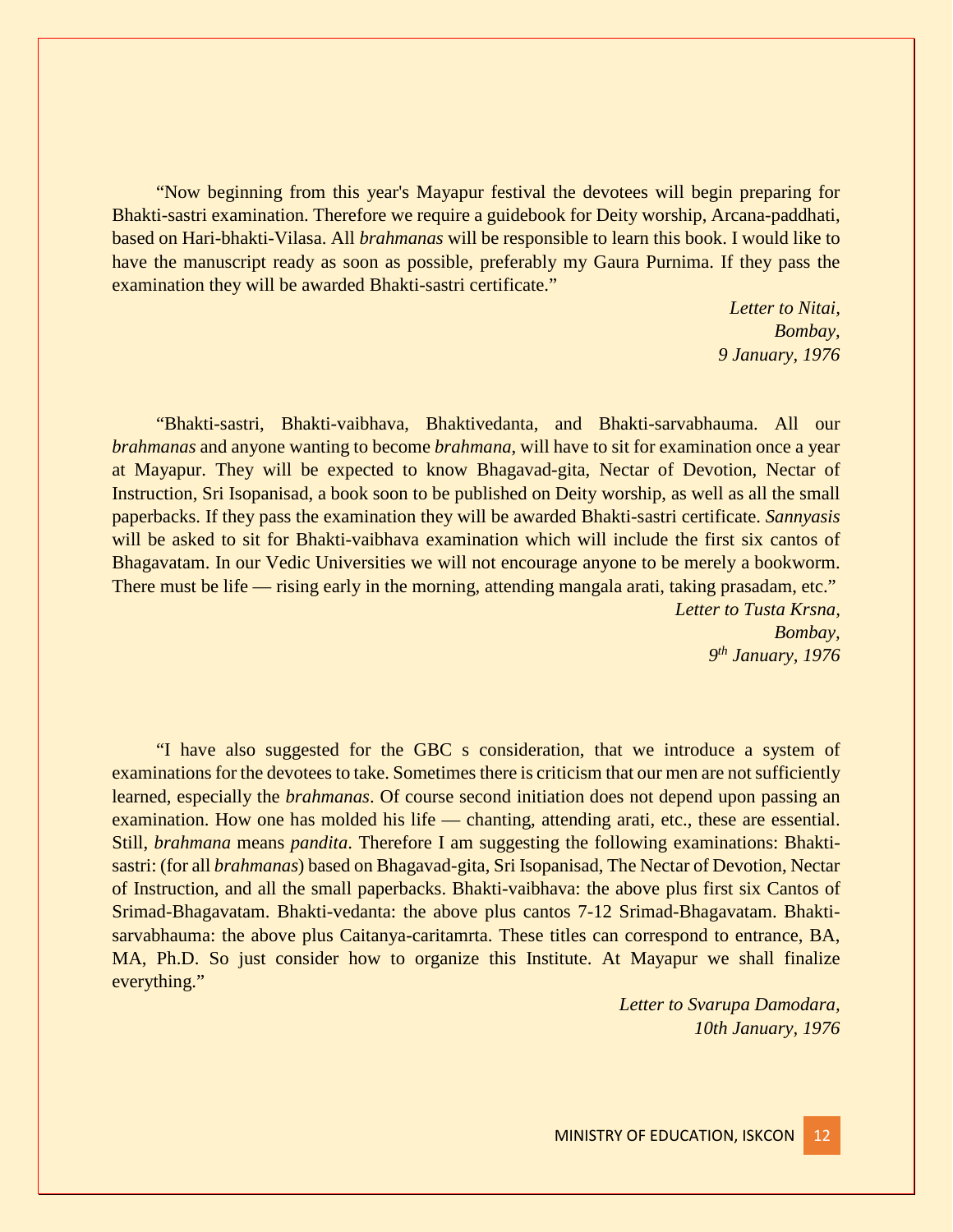"Now beginning from this year's Mayapur festival the devotees will begin preparing for Bhakti-sastri examination. Therefore we require a guidebook for Deity worship, Arcana-paddhati, based on Hari-bhakti-Vilasa. All *brahmanas* will be responsible to learn this book. I would like to have the manuscript ready as soon as possible, preferably my Gaura Purnima. If they pass the examination they will be awarded Bhakti-sastri certificate."

*Letter to Nitai,*
*Bombay,*
*9 January, 1976*

"Bhakti-sastri, Bhakti-vaibhava, Bhaktivedanta, and Bhakti-sarvabhauma. All our *brahmanas* and anyone wanting to become *brahmana*, will have to sit for examination once a year at Mayapur. They will be expected to know Bhagavad-gita, Nectar of Devotion, Nectar of Instruction, Sri Isopanisad, a book soon to be published on Deity worship, as well as all the small paperbacks. If they pass the examination they will be awarded Bhakti-sastri certificate. *Sannyasis* will be asked to sit for Bhakti-vaibhava examination which will include the first six cantos of Bhagavatam. In our Vedic Universities we will not encourage anyone to be merely a bookworm. There must be life — rising early in the morning, attending mangala arati, taking prasadam, etc."

*Letter to Tusta Krsna,*
*Bombay,*
*9th January, 1976*

"I have also suggested for the GBC s consideration, that we introduce a system of examinations for the devotees to take. Sometimes there is criticism that our men are not sufficiently learned, especially the *brahmanas*. Of course second initiation does not depend upon passing an examination. How one has molded his life — chanting, attending arati, etc., these are essential. Still, *brahmana* means *pandita*. Therefore I am suggesting the following examinations: Bhakti-sastri: (for all *brahmanas*) based on Bhagavad-gita, Sri Isopanisad, The Nectar of Devotion, Nectar of Instruction, and all the small paperbacks. Bhakti-vaibhava: the above plus first six Cantos of Srimad-Bhagavatam. Bhakti-vedanta: the above plus cantos 7-12 Srimad-Bhagavatam. Bhakti-sarvabhauma: the above plus Caitanya-caritamrta. These titles can correspond to entrance, BA, MA, Ph.D. So just consider how to organize this Institute. At Mayapur we shall finalize everything."

*Letter to Svarupa Damodara,*
*10th January, 1976*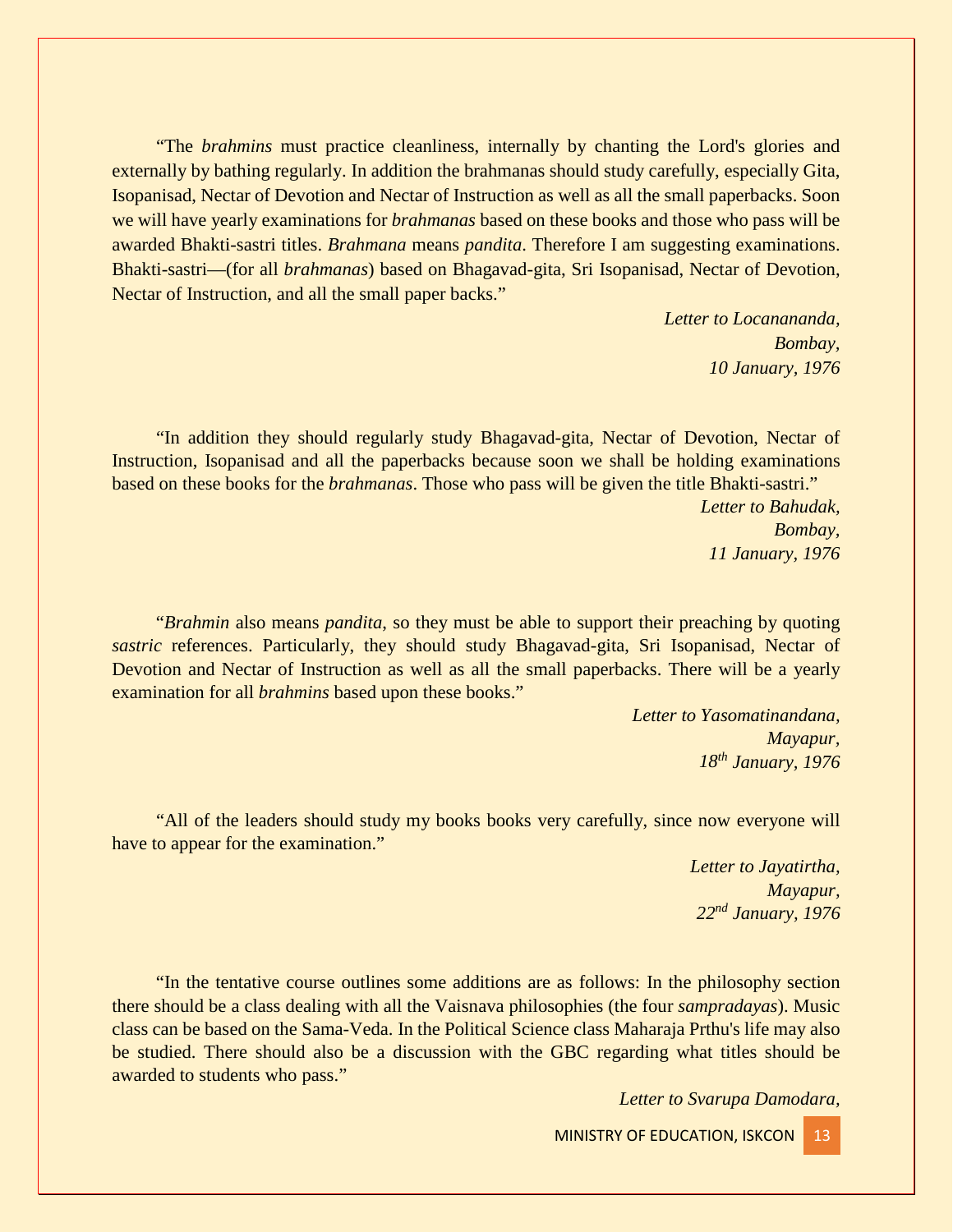"The *brahmins* must practice cleanliness, internally by chanting the Lord's glories and externally by bathing regularly. In addition the brahmanas should study carefully, especially Gita, Isopanisad, Nectar of Devotion and Nectar of Instruction as well as all the small paperbacks. Soon we will have yearly examinations for *brahmanas* based on these books and those who pass will be awarded Bhakti-sastri titles. *Brahmana* means *pandita*. Therefore I am suggesting examinations. Bhakti-sastri—(for all *brahmanas*) based on Bhagavad-gita, Sri Isopanisad, Nectar of Devotion, Nectar of Instruction, and all the small paper backs."

*Letter to Locanananda,*
*Bombay,*
*10 January, 1976*

"In addition they should regularly study Bhagavad-gita, Nectar of Devotion, Nectar of Instruction, Isopanisad and all the paperbacks because soon we shall be holding examinations based on these books for the *brahmanas*. Those who pass will be given the title Bhakti-sastri."

*Letter to Bahudak,*
*Bombay,*
*11 January, 1976*

"*Brahmin* also means *pandita*, so they must be able to support their preaching by quoting *sastric* references. Particularly, they should study Bhagavad-gita, Sri Isopanisad, Nectar of Devotion and Nectar of Instruction as well as all the small paperbacks. There will be a yearly examination for all *brahmins* based upon these books."

*Letter to Yasomatinandana,*
*Mayapur,*
*18th January, 1976*

"All of the leaders should study my books books very carefully, since now everyone will have to appear for the examination."

*Letter to Jayatirtha,*
*Mayapur,*
*22nd January, 1976*

"In the tentative course outlines some additions are as follows: In the philosophy section there should be a class dealing with all the Vaisnava philosophies (the four *sampradayas*). Music class can be based on the Sama-Veda. In the Political Science class Maharaja Prthu's life may also be studied. There should also be a discussion with the GBC regarding what titles should be awarded to students who pass."

*Letter to Svarupa Damodara,*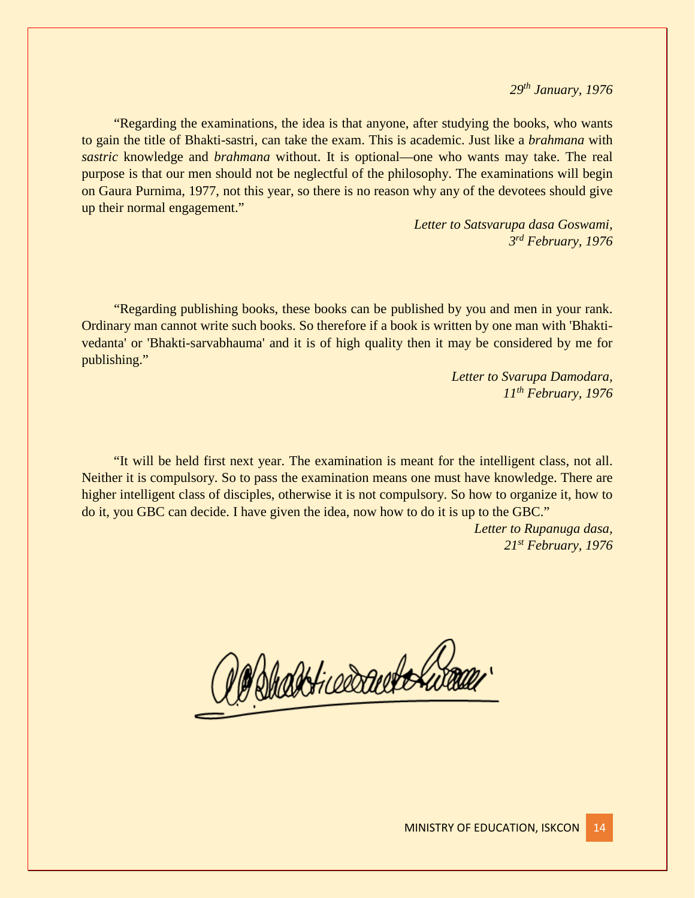*29th January, 1976*

"Regarding the examinations, the idea is that anyone, after studying the books, who wants to gain the title of Bhakti-sastri, can take the exam. This is academic. Just like a *brahmana* with *sastric* knowledge and *brahmana* without. It is optional—one who wants may take. The real purpose is that our men should not be neglectful of the philosophy. The examinations will begin on Gaura Purnima, 1977, not this year, so there is no reason why any of the devotees should give up their normal engagement."

*Letter to Satsvarupa dasa Goswami,*
*3rd February, 1976*

"Regarding publishing books, these books can be published by you and men in your rank. Ordinary man cannot write such books. So therefore if a book is written by one man with 'Bhakti-vedanta' or 'Bhakti-sarvabhauma' and it is of high quality then it may be considered by me for publishing."

*Letter to Svarupa Damodara,*
*11th February, 1976*

"It will be held first next year. The examination is meant for the intelligent class, not all. Neither it is compulsory. So to pass the examination means one must have knowledge. There are higher intelligent class of disciples, otherwise it is not compulsory. So how to organize it, how to do it, you GBC can decide. I have given the idea, now how to do it is up to the GBC."

*Letter to Rupanuga dasa,*
*21st February, 1976*